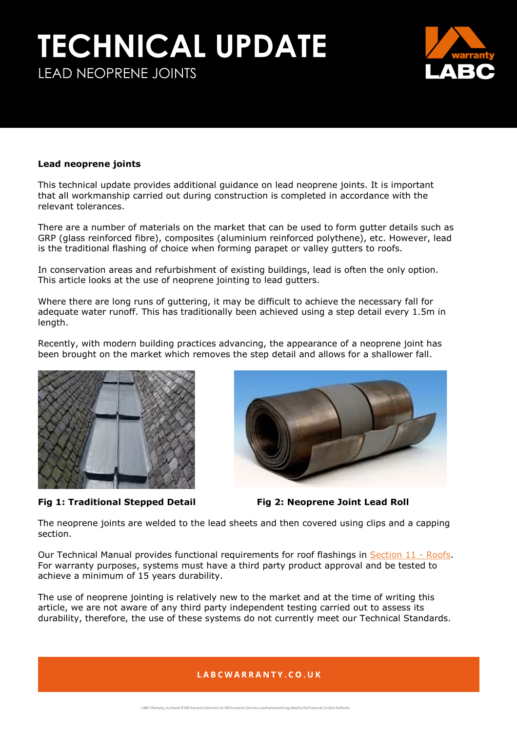# TECHNICAL UPDATE

LEAD NEOPRENE JOINTS

**Lead neoprene joints**

This technical update provides additional guidance on lead neoprene joints. It is important that all workmanship carried out during construction is completed in accordance with the relevant tolerances.

There are a number of materials on the market that can be used to form gutter details such as GRP (glass reinforced fibre), composites (aluminium reinforced polythene), etc. However, lead is the traditional flashing of choice when forming parapet or valley gutters to roofs.

In conservation areas and refurbishment of existing buildings, lead is often the only option. This article looks at the use of neoprene jointing to lead gutters.

Where there are long runs of guttering, it may be difficult to achieve the necessary fall for adequate water runoff. This has traditionally been achieved using a step detail every 1.5m in length.

Recently, with modern building practices advancing, the appearance of a neoprene joint has been brought on the market which removes the step detail and allows for a shallower fall.

**Fig 1: Traditional Stepped Detail**

**Fig 2: Neoprene Joint Lead Roll**

The neoprene joints are welded to the lead sheets and then covered using clips and a capping section.

Our Technical Manual provides functional requirements for roof flashings in Section 11 - Roofs. For warranty purposes, systems must have a third party product approval and be tested to achieve a minimum of 15 years durability.

The use of neoprene jointing is relatively new to the market and at the time of writing this article, we are not aware of any third party independent testing carried out to assess its durability, therefore, the use of these systems do not currently meet our Technical Standards.

LABCWARRANTY.CO.UK

LABC Warranty, is a brand of MD Insurance Services Ltd. MD Insurance Services is authorised and regulated by the Financial Conduct Authority.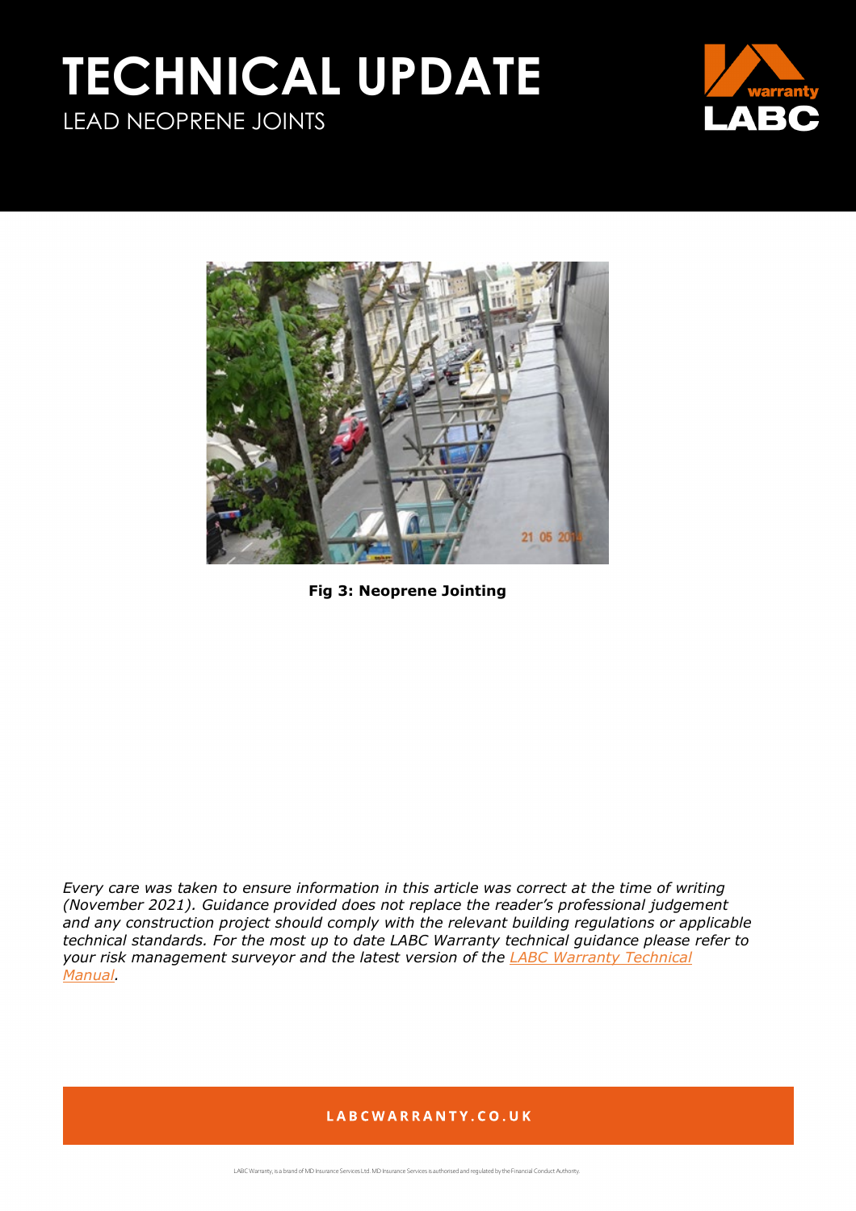# TECHNICAL UPDATE

LEAD NEOPRENE JOINTS

**Fig 3: Neoprene Jointing**

*Every care was taken to ensure information in this article was correct at the time of writing (November 2021). Guidance provided does not replace the reader's professional judgement and any construction project should comply with the relevant building regulations or applicable technical standards. For the most up to date LABC Warranty technical guidance please refer to your risk management surveyor and the latest version of the [LABC Warranty Technical Manual](LABC Warranty Technical Manual).*

**LABCWARRANTY.CO.UK**

LABC Warranty, is a brand of MD Insurance Services Ltd. MD Insurance Services is authorised and regulated by the Financial Conduct Authority.